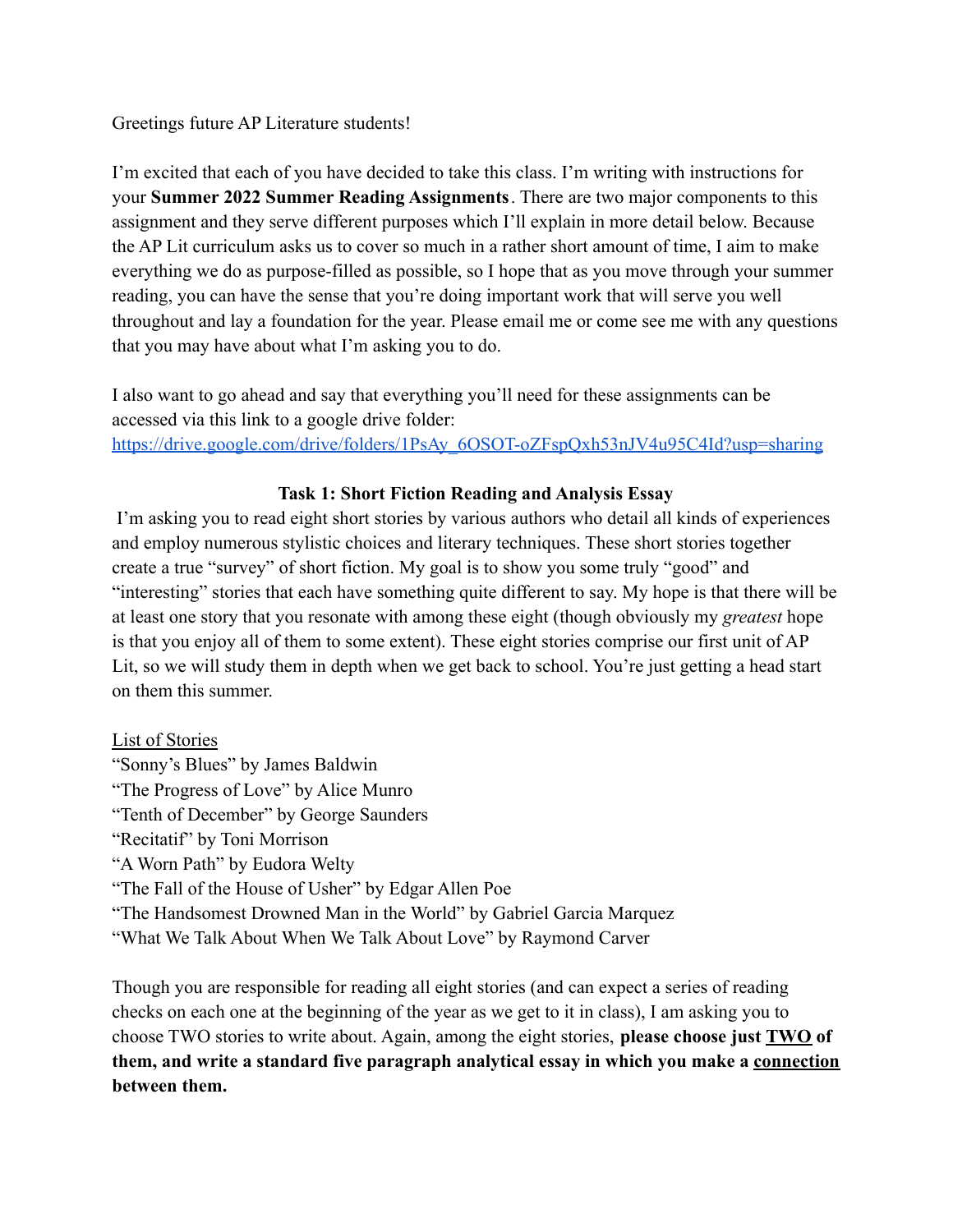Greetings future AP Literature students!

I'm excited that each of you have decided to take this class. I'm writing with instructions for your **Summer 2022 Summer Reading Assignments**. There are two major components to this assignment and they serve different purposes which I'll explain in more detail below. Because the AP Lit curriculum asks us to cover so much in a rather short amount of time, I aim to make everything we do as purpose-filled as possible, so I hope that as you move through your summer reading, you can have the sense that you're doing important work that will serve you well throughout and lay a foundation for the year. Please email me or come see me with any questions that you may have about what I'm asking you to do.

I also want to go ahead and say that everything you'll need for these assignments can be accessed via this link to a google drive folder: [https://drive.google.com/drive/folders/1PsAy_6OSOT-oZFspQxh53nJV4u95C4Id?usp=sharing](https://drive.google.com/drive/folders/1PsAy_6OSOT-oZFspQxh53nJV4u95C4Id?usp=sharing)

## Task 1: Short Fiction Reading and Analysis Essay

I'm asking you to read eight short stories by various authors who detail all kinds of experiences and employ numerous stylistic choices and literary techniques. These short stories together create a true "survey" of short fiction. My goal is to show you some truly "good" and "interesting" stories that each have something quite different to say. My hope is that there will be at least one story that you resonate with among these eight (though obviously my *greatest* hope is that you enjoy all of them to some extent). These eight stories comprise our first unit of AP Lit, so we will study them in depth when we get back to school. You're just getting a head start on them this summer.

<u>List of Stories</u>

"Sonny's Blues" by James Baldwin
"The Progress of Love" by Alice Munro
"Tenth of December" by George Saunders
"Recitatif" by Toni Morrison
"A Worn Path" by Eudora Welty
"The Fall of the House of Usher" by Edgar Allen Poe
"The Handsomest Drowned Man in the World" by Gabriel Garcia Marquez
"What We Talk About When We Talk About Love" by Raymond Carver

Though you are responsible for reading all eight stories (and can expect a series of reading checks on each one at the beginning of the year as we get to it in class), I am asking you to choose TWO stories to write about. Again, among the eight stories, **please choose just <u>TWO</u> of them, and write a standard five paragraph analytical essay in which you make a <u>connection</u> between them.**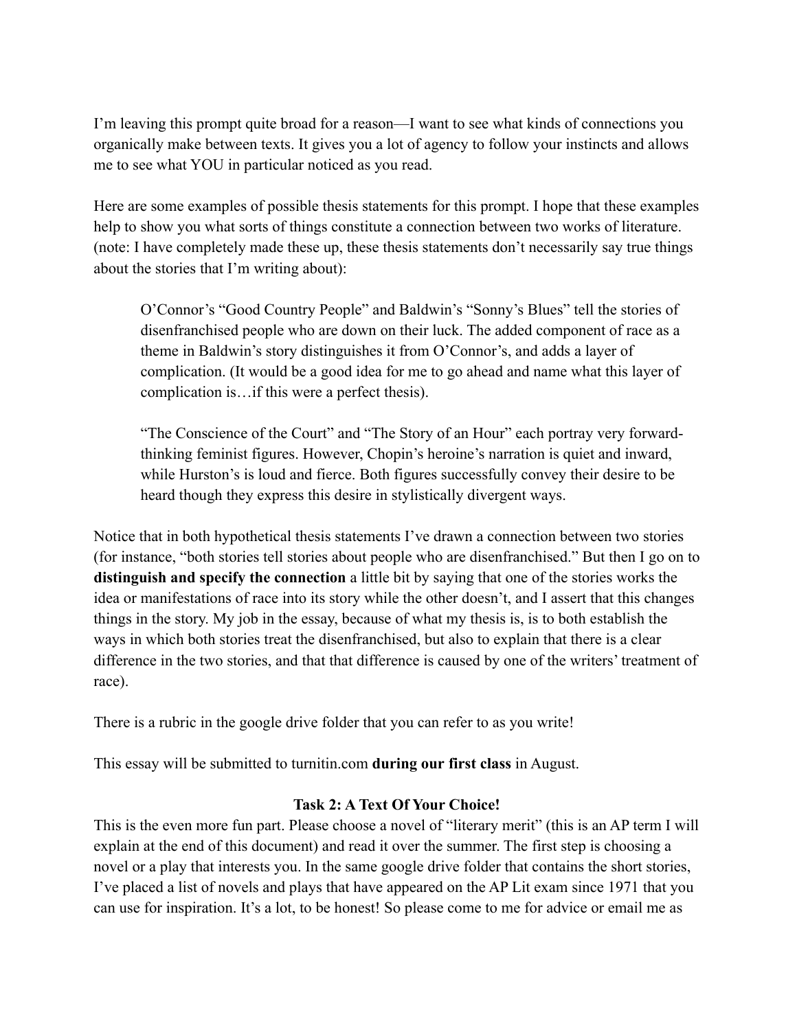I'm leaving this prompt quite broad for a reason—I want to see what kinds of connections you organically make between texts. It gives you a lot of agency to follow your instincts and allows me to see what YOU in particular noticed as you read.

Here are some examples of possible thesis statements for this prompt. I hope that these examples help to show you what sorts of things constitute a connection between two works of literature. (note: I have completely made these up, these thesis statements don't necessarily say true things about the stories that I'm writing about):

> O'Connor's "Good Country People" and Baldwin's "Sonny's Blues" tell the stories of disenfranchised people who are down on their luck. The added component of race as a theme in Baldwin's story distinguishes it from O'Connor's, and adds a layer of complication. (It would be a good idea for me to go ahead and name what this layer of complication is…if this were a perfect thesis).
>
> "The Conscience of the Court" and "The Story of an Hour" each portray very forward-thinking feminist figures. However, Chopin's heroine's narration is quiet and inward, while Hurston's is loud and fierce. Both figures successfully convey their desire to be heard though they express this desire in stylistically divergent ways.

Notice that in both hypothetical thesis statements I've drawn a connection between two stories (for instance, "both stories tell stories about people who are disenfranchised." But then I go on to **distinguish and specify the connection** a little bit by saying that one of the stories works the idea or manifestations of race into its story while the other doesn't, and I assert that this changes things in the story. My job in the essay, because of what my thesis is, is to both establish the ways in which both stories treat the disenfranchised, but also to explain that there is a clear difference in the two stories, and that that difference is caused by one of the writers' treatment of race).

There is a rubric in the google drive folder that you can refer to as you write!

This essay will be submitted to turnitin.com **during our first class** in August.

### Task 2: A Text Of Your Choice!

This is the even more fun part. Please choose a novel of "literary merit" (this is an AP term I will explain at the end of this document) and read it over the summer. The first step is choosing a novel or a play that interests you. In the same google drive folder that contains the short stories, I've placed a list of novels and plays that have appeared on the AP Lit exam since 1971 that you can use for inspiration. It's a lot, to be honest! So please come to me for advice or email me as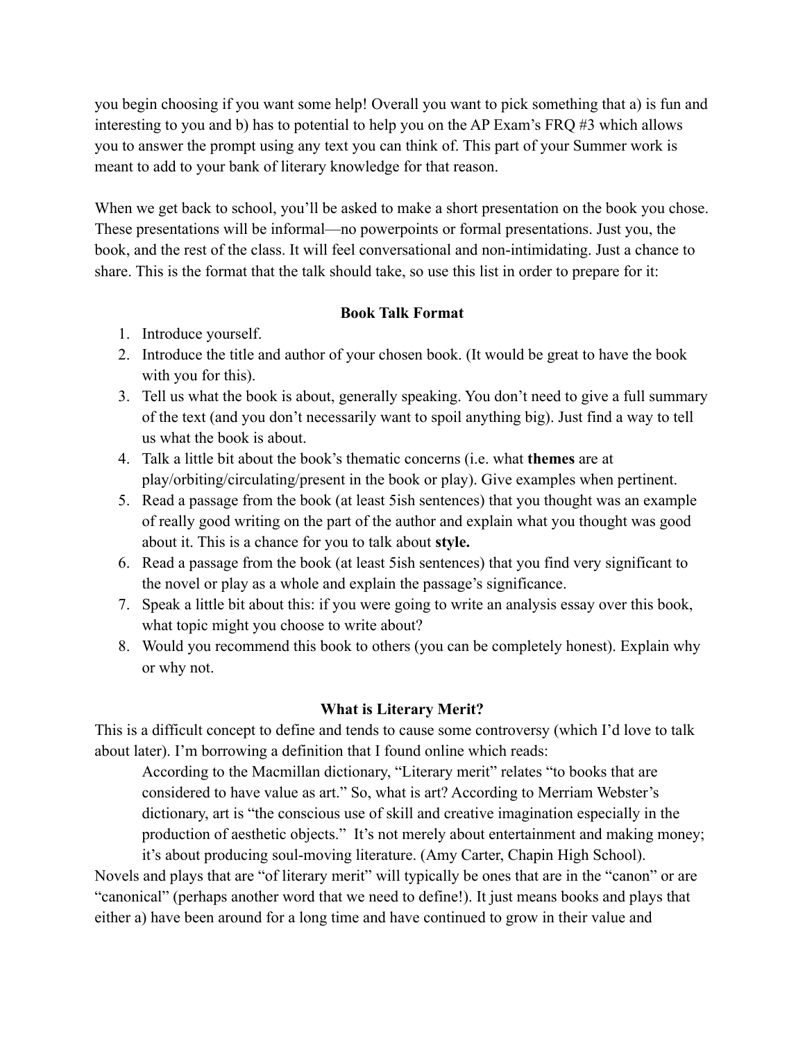you begin choosing if you want some help! Overall you want to pick something that a) is fun and interesting to you and b) has to potential to help you on the AP Exam's FRQ #3 which allows you to answer the prompt using any text you can think of. This part of your Summer work is meant to add to your bank of literary knowledge for that reason.

When we get back to school, you'll be asked to make a short presentation on the book you chose. These presentations will be informal—no powerpoints or formal presentations. Just you, the book, and the rest of the class. It will feel conversational and non-intimidating. Just a chance to share. This is the format that the talk should take, so use this list in order to prepare for it:

**Book Talk Format**

1. Introduce yourself.
2. Introduce the title and author of your chosen book. (It would be great to have the book with you for this).
3. Tell us what the book is about, generally speaking. You don't need to give a full summary of the text (and you don't necessarily want to spoil anything big). Just find a way to tell us what the book is about.
4. Talk a little bit about the book's thematic concerns (i.e. what **themes** are at play/orbiting/circulating/present in the book or play). Give examples when pertinent.
5. Read a passage from the book (at least 5ish sentences) that you thought was an example of really good writing on the part of the author and explain what you thought was good about it. This is a chance for you to talk about **style.**
6. Read a passage from the book (at least 5ish sentences) that you find very significant to the novel or play as a whole and explain the passage's significance.
7. Speak a little bit about this: if you were going to write an analysis essay over this book, what topic might you choose to write about?
8. Would you recommend this book to others (you can be completely honest). Explain why or why not.

**What is Literary Merit?**

This is a difficult concept to define and tends to cause some controversy (which I'd love to talk about later). I'm borrowing a definition that I found online which reads:

> According to the Macmillan dictionary, "Literary merit" relates "to books that are considered to have value as art." So, what is art? According to Merriam Webster's dictionary, art is "the conscious use of skill and creative imagination especially in the production of aesthetic objects." It's not merely about entertainment and making money; it's about producing soul-moving literature. (Amy Carter, Chapin High School).

Novels and plays that are "of literary merit" will typically be ones that are in the "canon" or are "canonical" (perhaps another word that we need to define!). It just means books and plays that either a) have been around for a long time and have continued to grow in their value and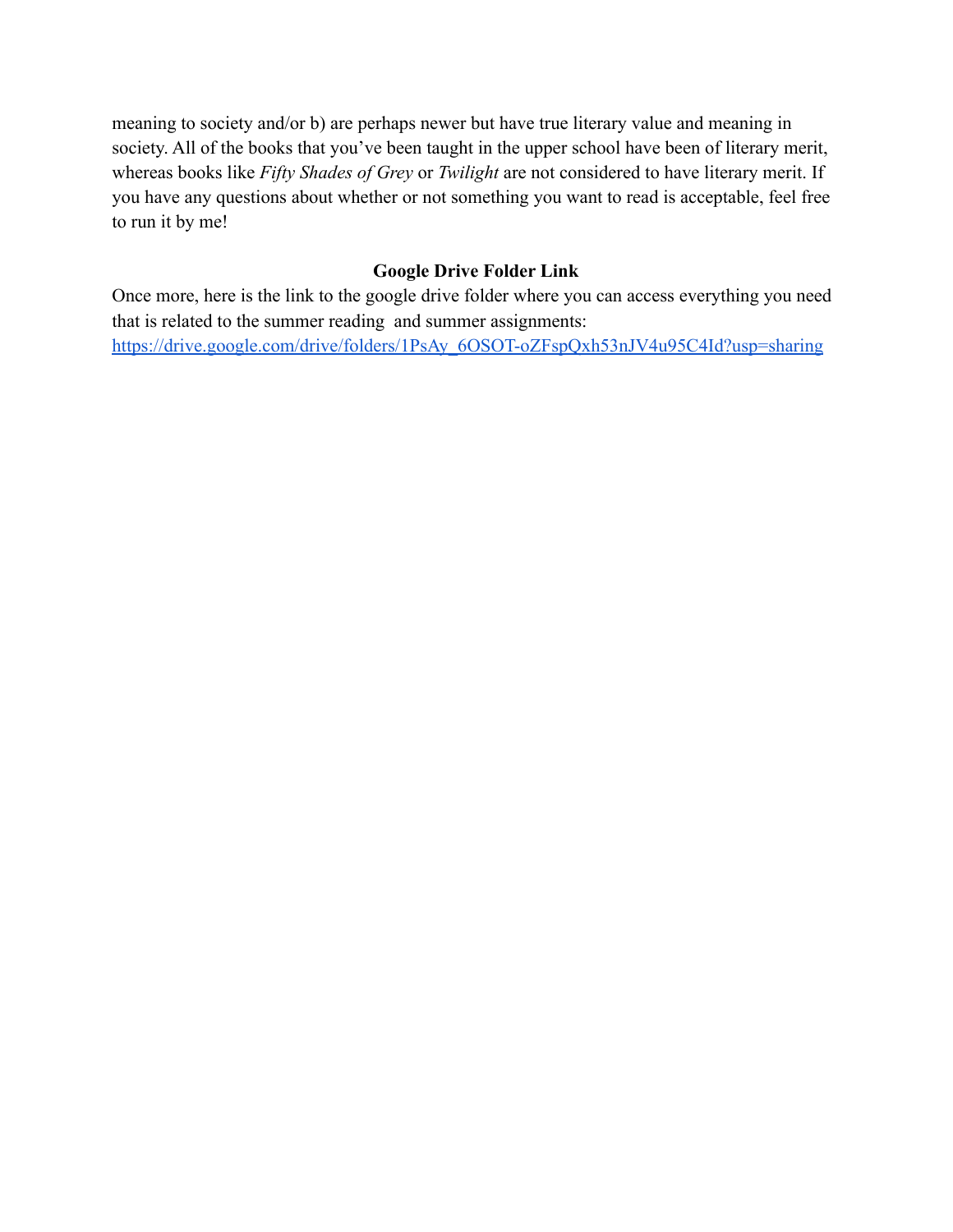meaning to society and/or b) are perhaps newer but have true literary value and meaning in society. All of the books that you've been taught in the upper school have been of literary merit, whereas books like *Fifty Shades of Grey* or *Twilight* are not considered to have literary merit. If you have any questions about whether or not something you want to read is acceptable, feel free to run it by me!

**Google Drive Folder Link**

Once more, here is the link to the google drive folder where you can access everything you need that is related to the summer reading and summer assignments: [https://drive.google.com/drive/folders/1PsAy_6OSOT-oZFspQxh53nJV4u95C4Id?usp=sharing](https://drive.google.com/drive/folders/1PsAy_6OSOT-oZFspQxh53nJV4u95C4Id?usp=sharing)